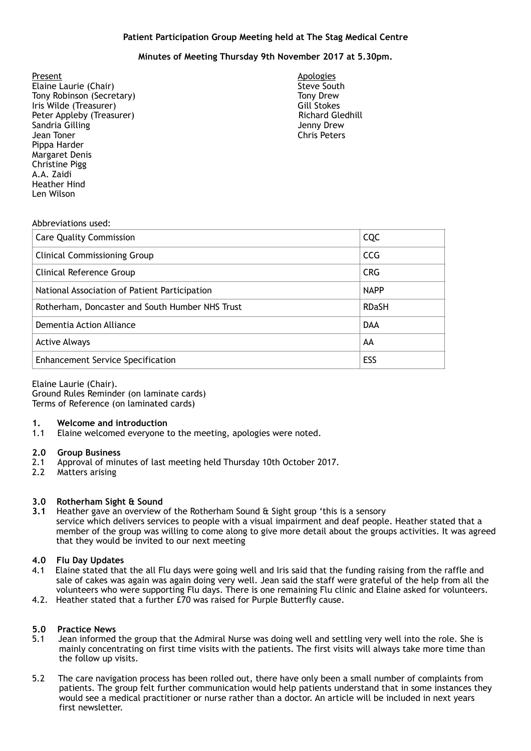**Patient Participation Group Meeting held at The Stag Medical Centre**

**Minutes of Meeting Thursday 9th November 2017 at 5.30pm.**

Present
Elaine Laurie (Chair)
Tony Robinson (Secretary)
Iris Wilde (Treasurer)
Peter Appleby (Treasurer)
Sandria Gilling
Jean Toner
Pippa Harder
Margaret Denis
Christine Pigg
A.A. Zaidi
Heather Hind
Len Wilson

Apologies
Steve South
Tony Drew
Gill Stokes
Richard Gledhill
Jenny Drew
Chris Peters

Abbreviations used:

| | |
|---|---|
| Care Quality Commission | CQC |
| Clinical Commissioning Group | CCG |
| Clinical Reference Group | CRG |
| National Association of Patient Participation | NAPP |
| Rotherham, Doncaster and South Humber NHS Trust | RDaSH |
| Dementia Action Alliance | DAA |
| Active Always | AA |
| Enhancement Service Specification | ESS |

Elaine Laurie (Chair).
Ground Rules Reminder (on laminate cards)
Terms of Reference (on laminated cards)

**1. Welcome and introduction**

1.1 Elaine welcomed everyone to the meeting, apologies were noted.

**2.0 Group Business**

2.1 Approval of minutes of last meeting held Thursday 10th October 2017.
2.2 Matters arising

**3.0 Rotherham Sight & Sound**

**3.1** Heather gave an overview of the Rotherham Sound & Sight group 'this is a sensory service which delivers services to people with a visual impairment and deaf people. Heather stated that a member of the group was willing to come along to give more detail about the groups activities. It was agreed that they would be invited to our next meeting

**4.0 Flu Day Updates**

4.1 Elaine stated that the all Flu days were going well and Iris said that the funding raising from the raffle and sale of cakes was again was again doing very well. Jean said the staff were grateful of the help from all the volunteers who were supporting Flu days. There is one remaining Flu clinic and Elaine asked for volunteers.
4.2. Heather stated that a further £70 was raised for Purple Butterfly cause.

**5.0 Practice News**

5.1 Jean informed the group that the Admiral Nurse was doing well and settling very well into the role. She is mainly concentrating on first time visits with the patients. The first visits will always take more time than the follow up visits.

5.2 The care navigation process has been rolled out, there have only been a small number of complaints from patients. The group felt further communication would help patients understand that in some instances they would see a medical practitioner or nurse rather than a doctor. An article will be included in next years first newsletter.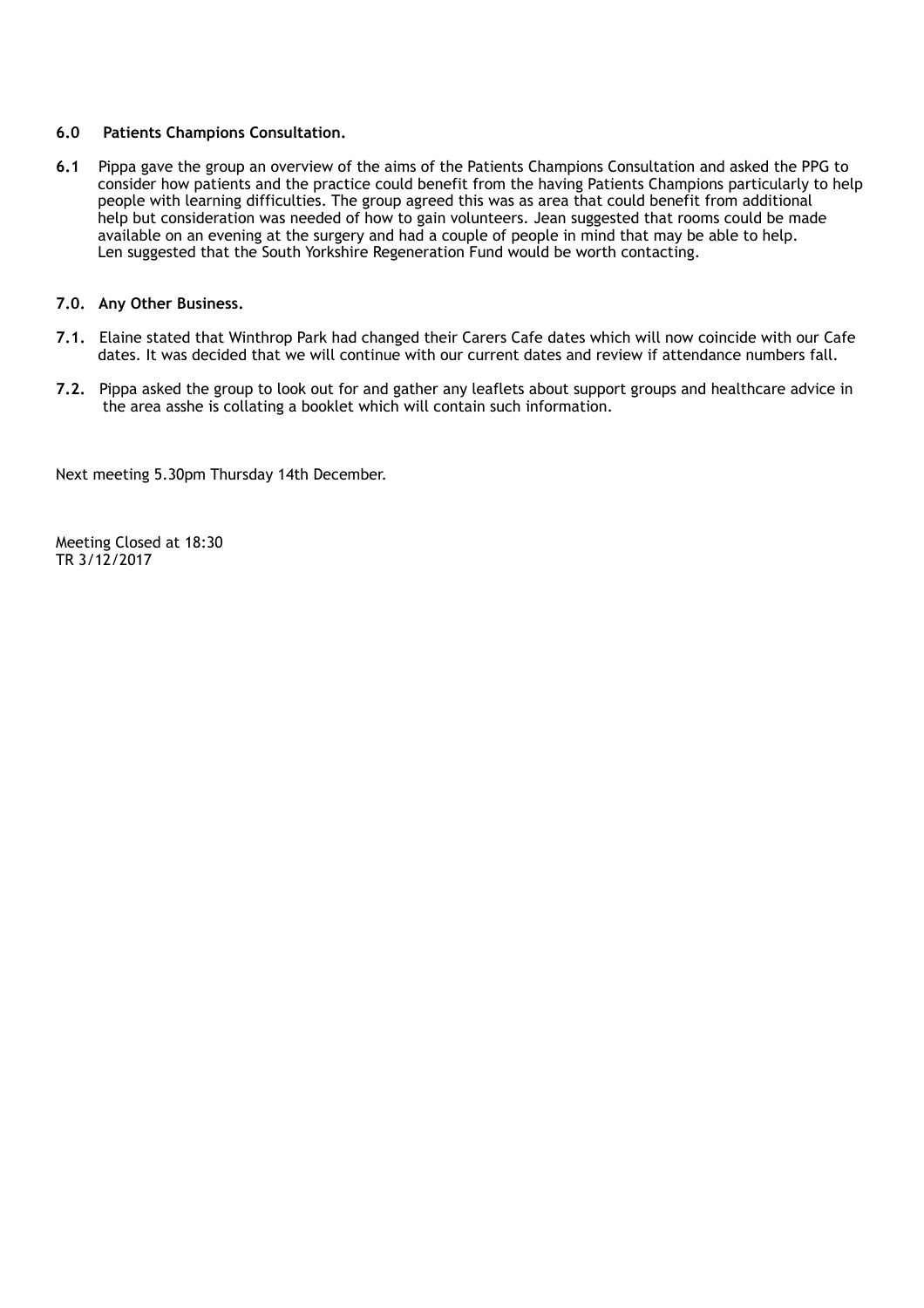**6.0 Patients Champions Consultation.**

**6.1** Pippa gave the group an overview of the aims of the Patients Champions Consultation and asked the PPG to consider how patients and the practice could benefit from the having Patients Champions particularly to help people with learning difficulties. The group agreed this was as area that could benefit from additional help but consideration was needed of how to gain volunteers. Jean suggested that rooms could be made available on an evening at the surgery and had a couple of people in mind that may be able to help. Len suggested that the South Yorkshire Regeneration Fund would be worth contacting.

**7.0. Any Other Business.**

**7.1.** Elaine stated that Winthrop Park had changed their Carers Cafe dates which will now coincide with our Cafe dates. It was decided that we will continue with our current dates and review if attendance numbers fall.

**7.2.** Pippa asked the group to look out for and gather any leaflets about support groups and healthcare advice in the area asshe is collating a booklet which will contain such information.

Next meeting 5.30pm Thursday 14th December.

Meeting Closed at 18:30
TR 3/12/2017